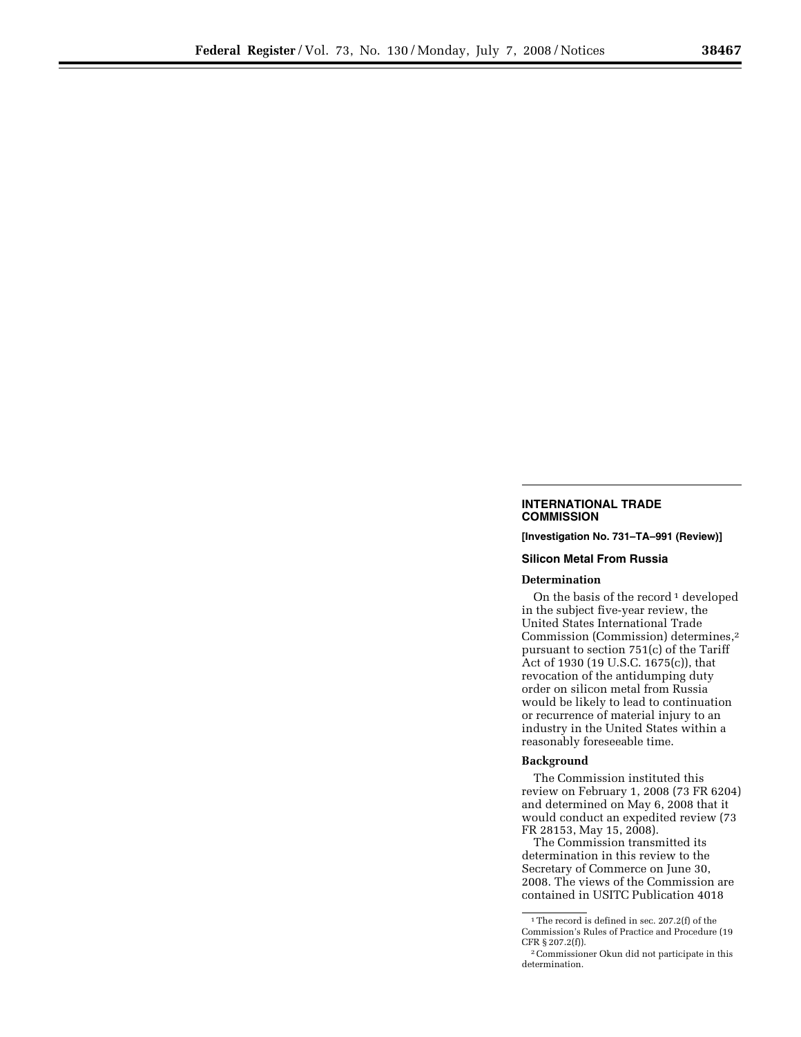## INTERNATIONAL TRADE COMMISSION

**[Investigation No. 731–TA–991 (Review)]**

### Silicon Metal From Russia

#### Determination

On the basis of the record[1] developed in the subject five-year review, the United States International Trade Commission (Commission) determines,[2] pursuant to section 751(c) of the Tariff Act of 1930 (19 U.S.C. 1675(c)), that revocation of the antidumping duty order on silicon metal from Russia would be likely to lead to continuation or recurrence of material injury to an industry in the United States within a reasonably foreseeable time.

#### Background

The Commission instituted this review on February 1, 2008 (73 FR 6204) and determined on May 6, 2008 that it would conduct an expedited review (73 FR 28153, May 15, 2008).

The Commission transmitted its determination in this review to the Secretary of Commerce on June 30, 2008. The views of the Commission are contained in USITC Publication 4018

---

[1] The record is defined in sec. 207.2(f) of the Commission's Rules of Practice and Procedure (19 CFR § 207.2(f)).

[2] Commissioner Okun did not participate in this determination.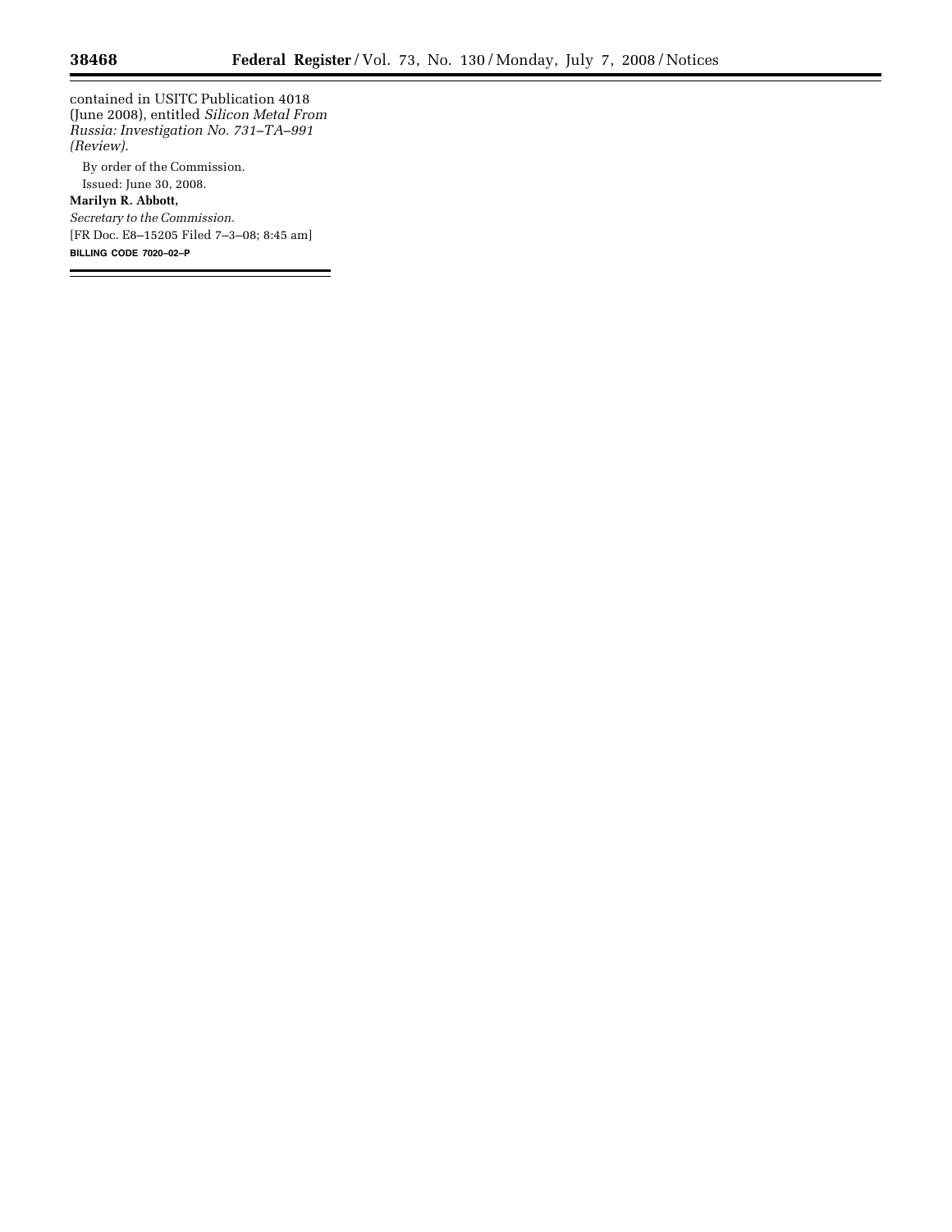contained in USITC Publication 4018 (June 2008), entitled *Silicon Metal From Russia: Investigation No. 731–TA–991 (Review).*

By order of the Commission.

Issued: June 30, 2008.

**Marilyn R. Abbott,**

*Secretary to the Commission.*

[FR Doc. E8–15205 Filed 7–3–08; 8:45 am]

**BILLING CODE 7020–02–P**